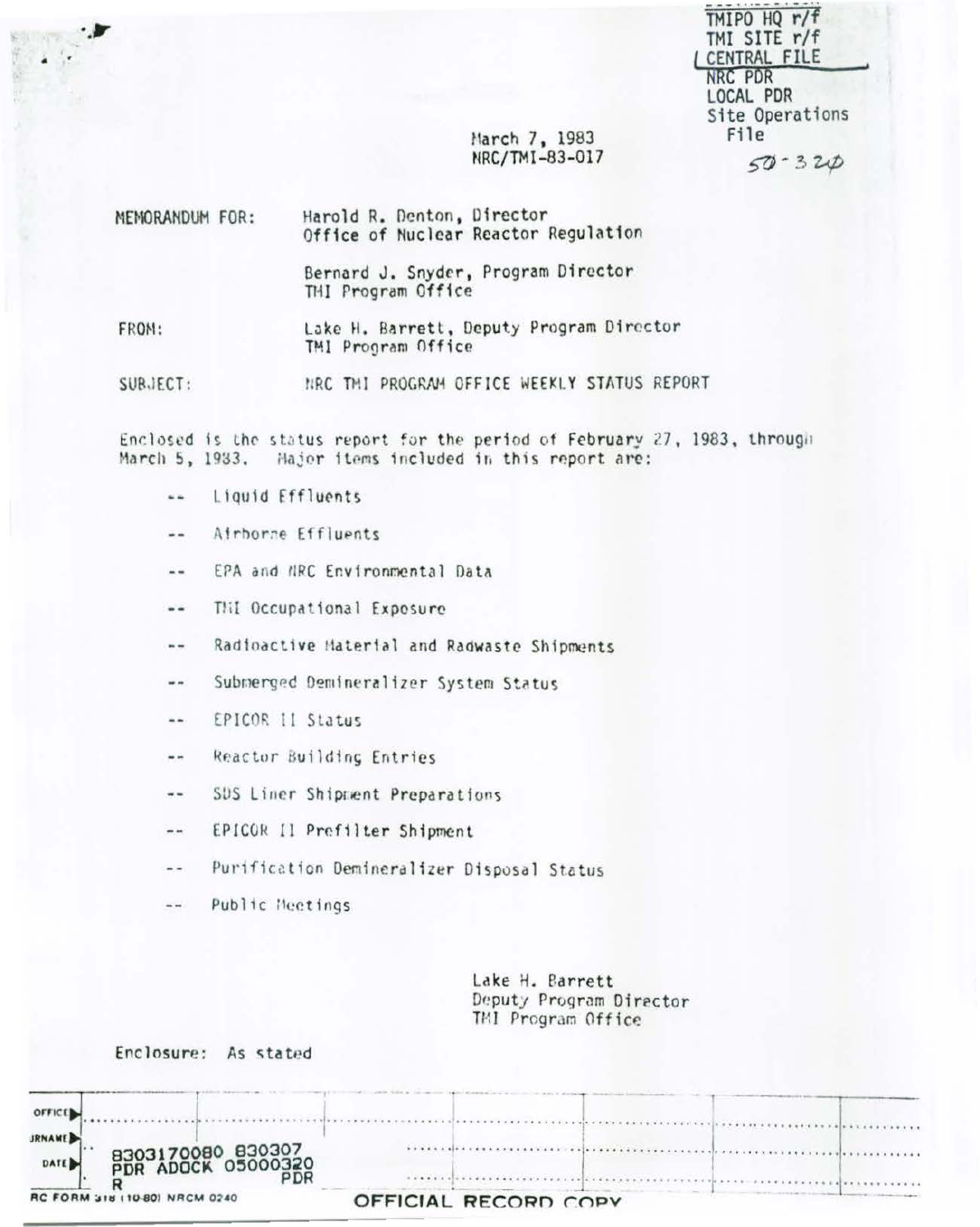TMIPO HQ r/f
TMI SITE r/f
CENTRAL FILE
NRC PDR
LOCAL PDR
Site Operations File
50-320

March 7, 1983
NRC/TMI-83-017

MEMORANDUM FOR: Harold R. Denton, Director
Office of Nuclear Reactor Regulation

Bernard J. Snyder, Program Director
TMI Program Office

FROM: Lake H. Barrett, Deputy Program Director
TMI Program Office

SUBJECT: NRC TMI PROGRAM OFFICE WEEKLY STATUS REPORT

Enclosed is the status report for the period of February 27, 1983, through March 5, 1983. Major items included in this report are:

- -- Liquid Effluents
- -- Airborne Effluents
- -- EPA and NRC Environmental Data
- -- TMI Occupational Exposure
- -- Radioactive Material and Radwaste Shipments
- -- Submerged Demineralizer System Status
- -- EPICOR II Status
- -- Reactor Building Entries
- -- SDS Liner Shipment Preparations
- -- EPICOR II Prefilter Shipment
- -- Purification Demineralizer Disposal Status
- -- Public Meetings

Lake H. Barrett
Deputy Program Director
TMI Program Office

Enclosure: As stated

8303170080 830307
PDR ADOCK 05000320
R PDR

OFFICIAL RECORD COPY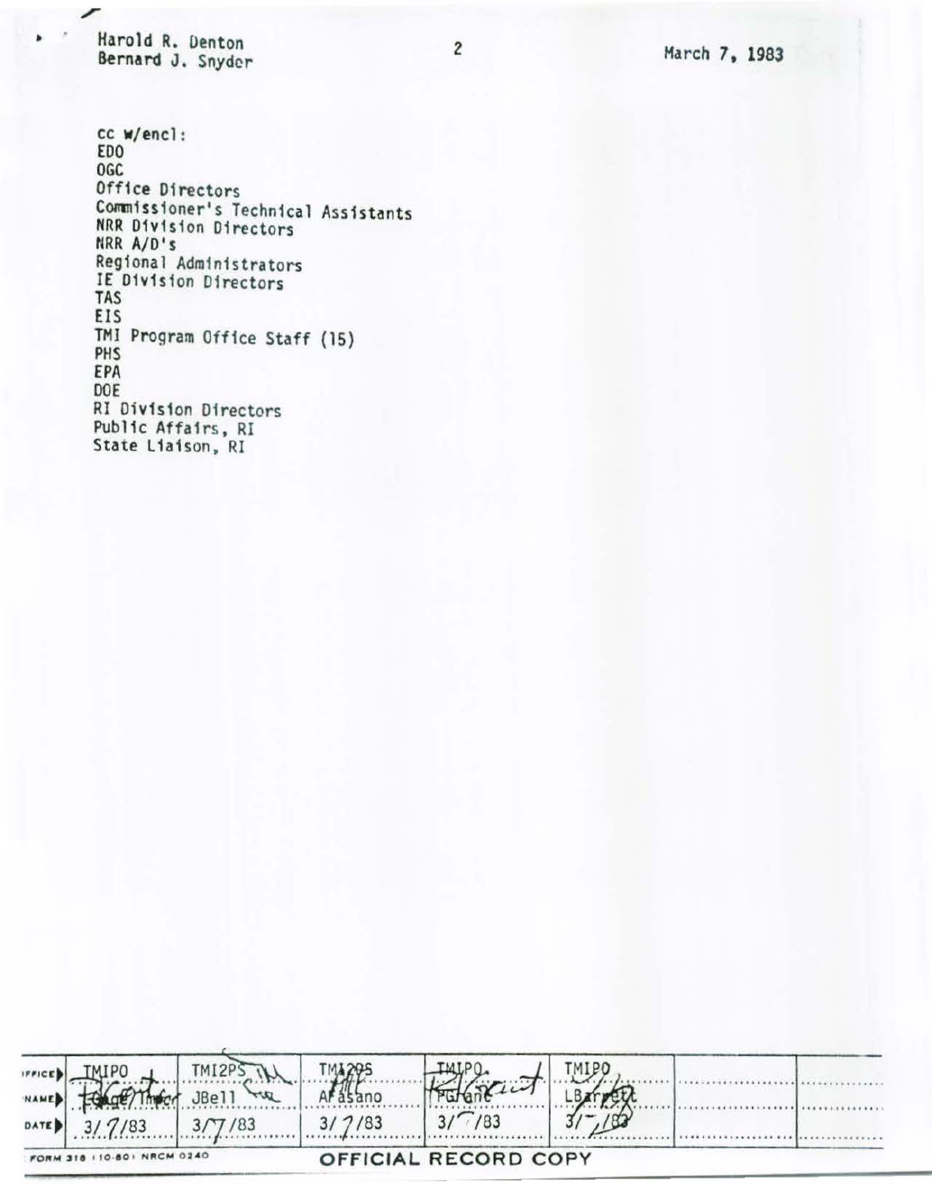Harold R. Denton
Bernard J. Snyder

March 7, 1983

cc w/encl:
EDO
OGC
Office Directors
Commissioner's Technical Assistants
NRR Division Directors
NRR A/D's
Regional Administrators
IE Division Directors
TAS
EIS
TMI Program Office Staff (15)
PHS
EPA
DOE
RI Division Directors
Public Affairs, RI
State Liaison, RI

| OFFICE | TMIPO | TMI2PS | TMI2PS | TMIPO | TMIPO | | |
|---|---|---|---|---|---|---|---|
| NAME | Gage/Thayer | JBell | AFasano | PGrant | LBarrett | | |
| DATE | 3/7/83 | 3/7/83 | 3/7/83 | 3/7/83 | 3/7/83 | | |

FORM 318 (10-80) NRCM 0240

OFFICIAL RECORD COPY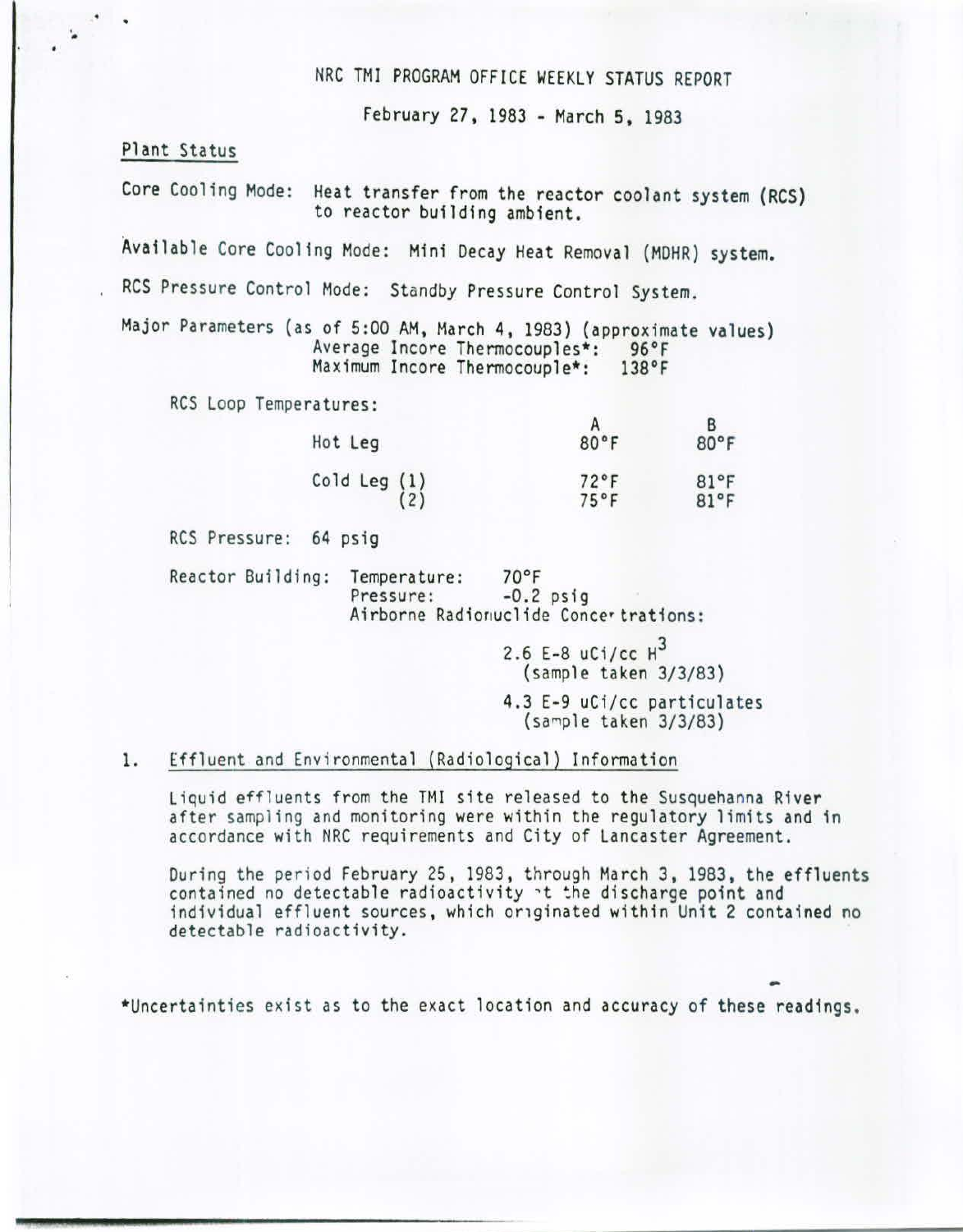# NRC TMI PROGRAM OFFICE WEEKLY STATUS REPORT

February 27, 1983 - March 5, 1983

## Plant Status

Core Cooling Mode: Heat transfer from the reactor coolant system (RCS) to reactor building ambient.

Available Core Cooling Mode: Mini Decay Heat Removal (MDHR) system.

RCS Pressure Control Mode: Standby Pressure Control System.

Major Parameters (as of 5:00 AM, March 4, 1983) (approximate values)
Average Incore Thermocouples*: 96°F
Maximum Incore Thermocouple*: 138°F

RCS Loop Temperatures:

| | A | B |
|---|---|---|
| Hot Leg | 80°F | 80°F |
| Cold Leg (1) | 72°F | 81°F |
| (2) | 75°F | 81°F |

RCS Pressure: 64 psig

Reactor Building: Temperature: 70°F
Pressure: -0.2 psig
Airborne Radionuclide Concentrations:

2.6 E-8 uCi/cc $H^3$
(sample taken 3/3/83)

4.3 E-9 uCi/cc particulates
(sample taken 3/3/83)

1. Effluent and Environmental (Radiological) Information

Liquid effluents from the TMI site released to the Susquehanna River after sampling and monitoring were within the regulatory limits and in accordance with NRC requirements and City of Lancaster Agreement.

During the period February 25, 1983, through March 3, 1983, the effluents contained no detectable radioactivity at the discharge point and individual effluent sources, which originated within Unit 2 contained no detectable radioactivity.

*Uncertainties exist as to the exact location and accuracy of these readings.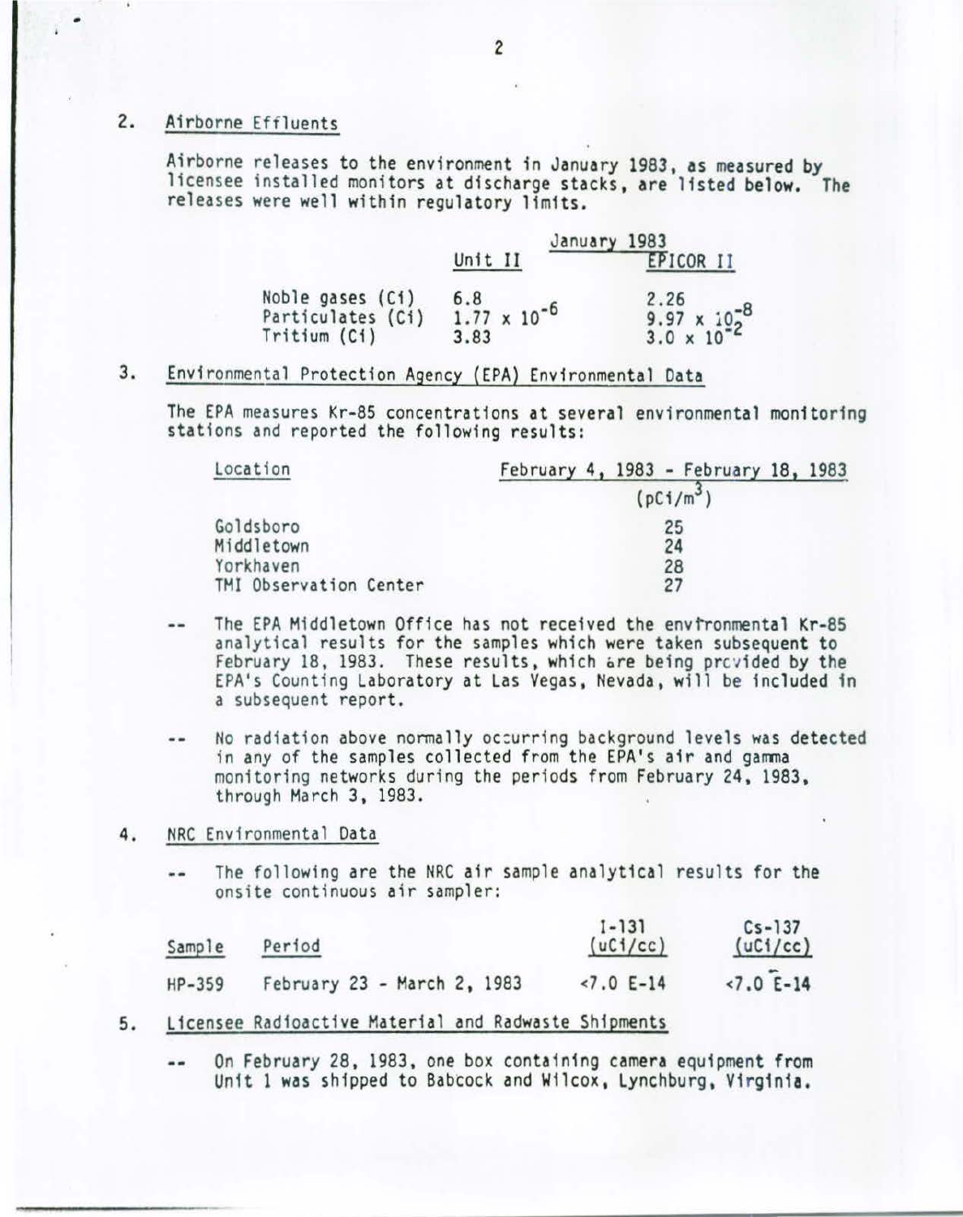2. Airborne Effluents

Airborne releases to the environment in January 1983, as measured by licensee installed monitors at discharge stacks, are listed below. The releases were well within regulatory limits.

| | January 1983 | |
|---|---|---|
| | Unit II | EPICOR II |
| Noble gases (Ci) | 6.8 | 2.26 |
| Particulates (Ci) | $1.77 \times 10^{-6}$ | $9.97 \times 10^{-8}$ |
| Tritium (Ci) | 3.83 | $3.0 \times 10^{-2}$ |

3. Environmental Protection Agency (EPA) Environmental Data

The EPA measures Kr-85 concentrations at several environmental monitoring stations and reported the following results:

| Location | February 4, 1983 - February 18, 1983 ($pCi/m^3$) |
|---|---|
| Goldsboro | 25 |
| Middletown | 24 |
| Yorkhaven | 28 |
| TMI Observation Center | 27 |

-- The EPA Middletown Office has not received the environmental Kr-85 analytical results for the samples which were taken subsequent to February 18, 1983. These results, which are being provided by the EPA's Counting Laboratory at Las Vegas, Nevada, will be included in a subsequent report.

-- No radiation above normally occurring background levels was detected in any of the samples collected from the EPA's air and gamma monitoring networks during the periods from February 24, 1983, through March 3, 1983.

4. NRC Environmental Data

-- The following are the NRC air sample analytical results for the onsite continuous air sampler:

| Sample | Period | I-131 (uCi/cc) | Cs-137 (uCi/cc) |
|---|---|---|---|
| HP-359 | February 23 - March 2, 1983 | <7.0 E-14 | <7.0 E-14 |

5. Licensee Radioactive Material and Radwaste Shipments

-- On February 28, 1983, one box containing camera equipment from Unit 1 was shipped to Babcock and Wilcox, Lynchburg, Virginia.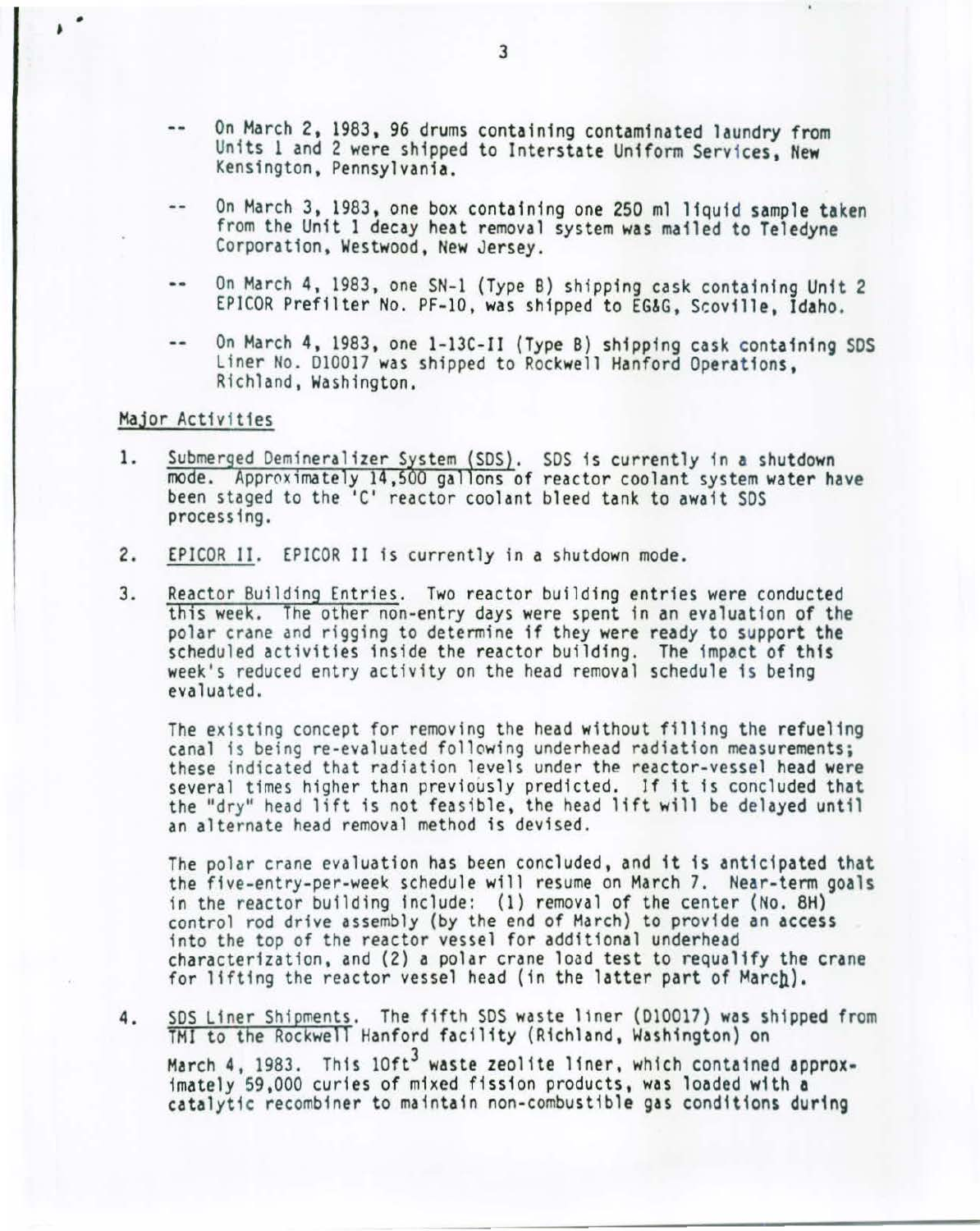-- On March 2, 1983, 96 drums containing contaminated laundry from Units 1 and 2 were shipped to Interstate Uniform Services, New Kensington, Pennsylvania.

-- On March 3, 1983, one box containing one 250 ml liquid sample taken from the Unit 1 decay heat removal system was mailed to Teledyne Corporation, Westwood, New Jersey.

-- On March 4, 1983, one SN-1 (Type B) shipping cask containing Unit 2 EPICOR Prefilter No. PF-10, was shipped to EG&G, Scoville, Idaho.

-- On March 4, 1983, one 1-13C-II (Type B) shipping cask containing SDS Liner No. D10017 was shipped to Rockwell Hanford Operations, Richland, Washington.

Major Activities

1. Submerged Demineralizer System (SDS). SDS is currently in a shutdown mode. Approximately 14,500 gallons of reactor coolant system water have been staged to the 'C' reactor coolant bleed tank to await SDS processing.

2. EPICOR II. EPICOR II is currently in a shutdown mode.

3. Reactor Building Entries. Two reactor building entries were conducted this week. The other non-entry days were spent in an evaluation of the polar crane and rigging to determine if they were ready to support the scheduled activities inside the reactor building. The impact of this week's reduced entry activity on the head removal schedule is being evaluated.

   The existing concept for removing the head without filling the refueling canal is being re-evaluated following underhead radiation measurements; these indicated that radiation levels under the reactor-vessel head were several times higher than previously predicted. If it is concluded that the "dry" head lift is not feasible, the head lift will be delayed until an alternate head removal method is devised.

   The polar crane evaluation has been concluded, and it is anticipated that the five-entry-per-week schedule will resume on March 7. Near-term goals in the reactor building include: (1) removal of the center (No. 8H) control rod drive assembly (by the end of March) to provide an access into the top of the reactor vessel for additional underhead characterization, and (2) a polar crane load test to requalify the crane for lifting the reactor vessel head (in the latter part of March).

4. SDS Liner Shipments. The fifth SDS waste liner (D10017) was shipped from TMI to the Rockwell Hanford facility (Richland, Washington) on March 4, 1983. This 10ft$^3$ waste zeolite liner, which contained approximately 59,000 curies of mixed fission products, was loaded with a catalytic recombiner to maintain non-combustible gas conditions during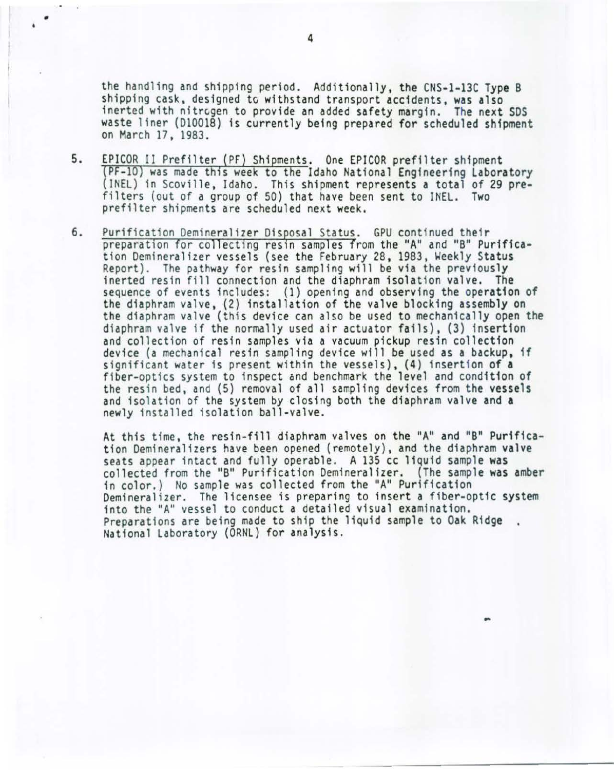the handling and shipping period. Additionally, the CNS-1-13C Type B shipping cask, designed to withstand transport accidents, was also inerted with nitrogen to provide an added safety margin. The next SDS waste liner (D10018) is currently being prepared for scheduled shipment on March 17, 1983.

5. <u>EPICOR II Prefilter (PF) Shipments</u>. One EPICOR prefilter shipment (PF-10) was made this week to the Idaho National Engineering Laboratory (INEL) in Scoville, Idaho. This shipment represents a total of 29 prefilters (out of a group of 50) that have been sent to INEL. Two prefilter shipments are scheduled next week.

6. <u>Purification Demineralizer Disposal Status</u>. GPU continued their preparation for collecting resin samples from the "A" and "B" Purification Demineralizer vessels (see the February 28, 1983, Weekly Status Report). The pathway for resin sampling will be via the previously inerted resin fill connection and the diaphram isolation valve. The sequence of events includes: (1) opening and observing the operation of the diaphram valve, (2) installation of the valve blocking assembly on the diaphram valve (this device can also be used to mechanically open the diaphram valve if the normally used air actuator fails), (3) insertion and collection of resin samples via a vacuum pickup resin collection device (a mechanical resin sampling device will be used as a backup, if significant water is present within the vessels), (4) insertion of a fiber-optics system to inspect and benchmark the level and condition of the resin bed, and (5) removal of all sampling devices from the vessels and isolation of the system by closing both the diaphram valve and a newly installed isolation ball-valve.

   At this time, the resin-fill diaphram valves on the "A" and "B" Purification Demineralizers have been opened (remotely), and the diaphram valve seats appear intact and fully operable. A 135 cc liquid sample was collected from the "B" Purification Demineralizer. (The sample was amber in color.) No sample was collected from the "A" Purification Demineralizer. The licensee is preparing to insert a fiber-optic system into the "A" vessel to conduct a detailed visual examination. Preparations are being made to ship the liquid sample to Oak Ridge National Laboratory (ORNL) for analysis.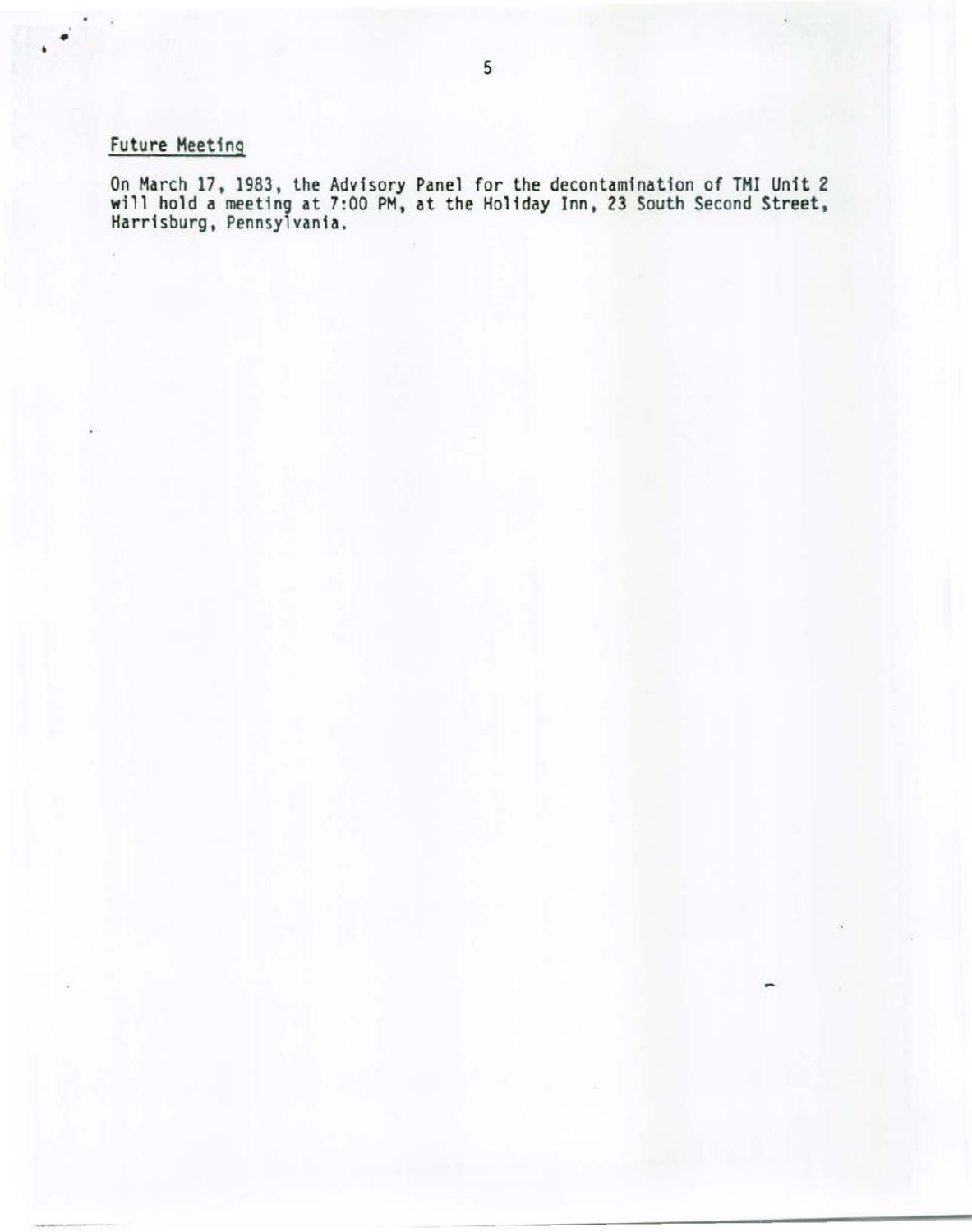## Future Meeting

On March 17, 1983, the Advisory Panel for the decontamination of TMI Unit 2 will hold a meeting at 7:00 PM, at the Holiday Inn, 23 South Second Street, Harrisburg, Pennsylvania.